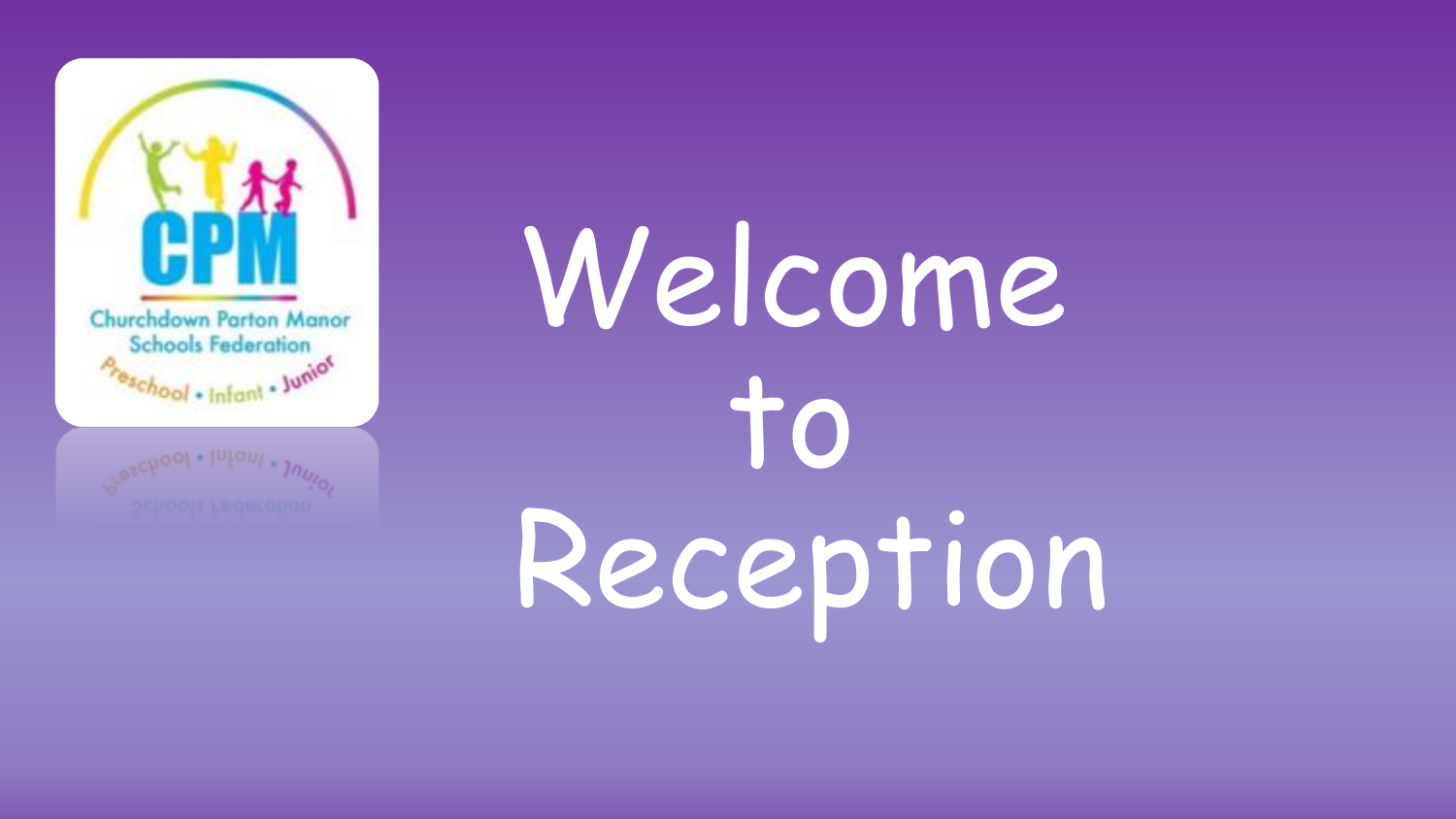Churchdown Parton Manor Schools Federation

Preschool • Infant • Junior

# Welcome to Reception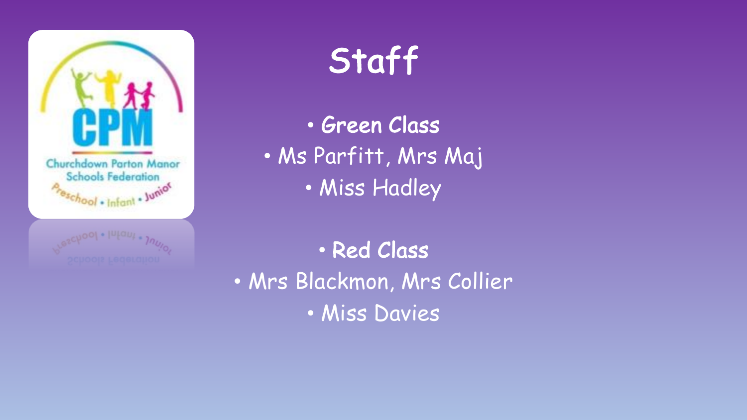# Staff

- **Green Class**
- Ms Parfitt, Mrs Maj
- Miss Hadley

- **Red Class**
- Mrs Blackmon, Mrs Collier
- Miss Davies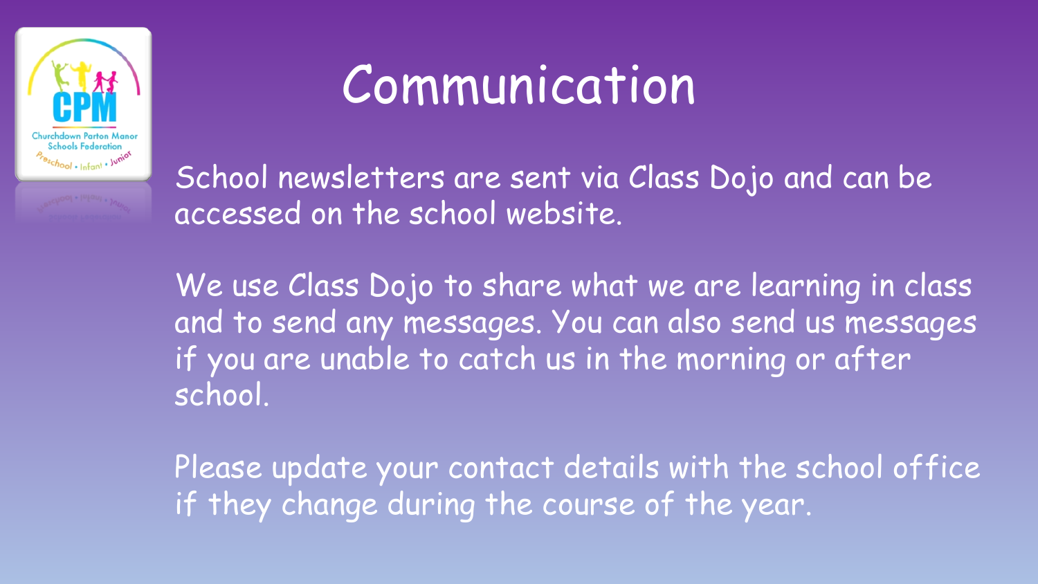# Communication

School newsletters are sent via Class Dojo and can be accessed on the school website.

We use Class Dojo to share what we are learning in class and to send any messages. You can also send us messages if you are unable to catch us in the morning or after school.

Please update your contact details with the school office if they change during the course of the year.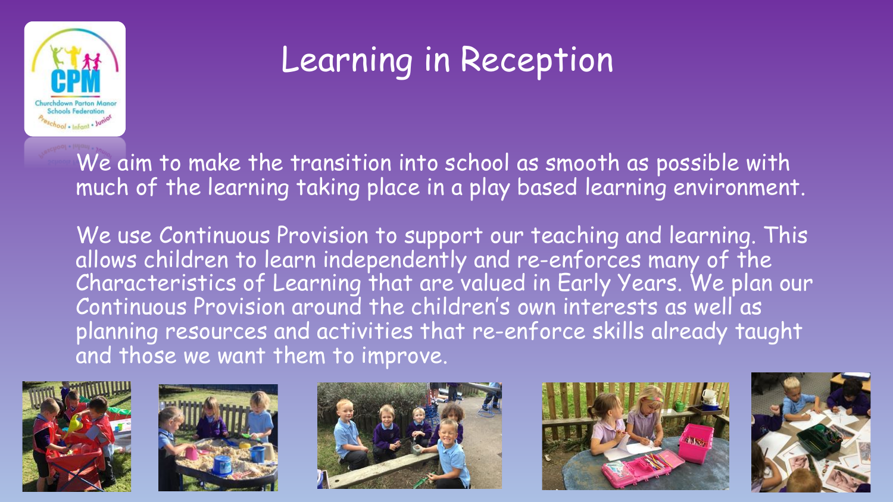# Learning in Reception

We aim to make the transition into school as smooth as possible with much of the learning taking place in a play based learning environment.

We use Continuous Provision to support our teaching and learning. This allows children to learn independently and re-enforces many of the Characteristics of Learning that are valued in Early Years. We plan our Continuous Provision around the children's own interests as well as planning resources and activities that re-enforce skills already taught and those we want them to improve.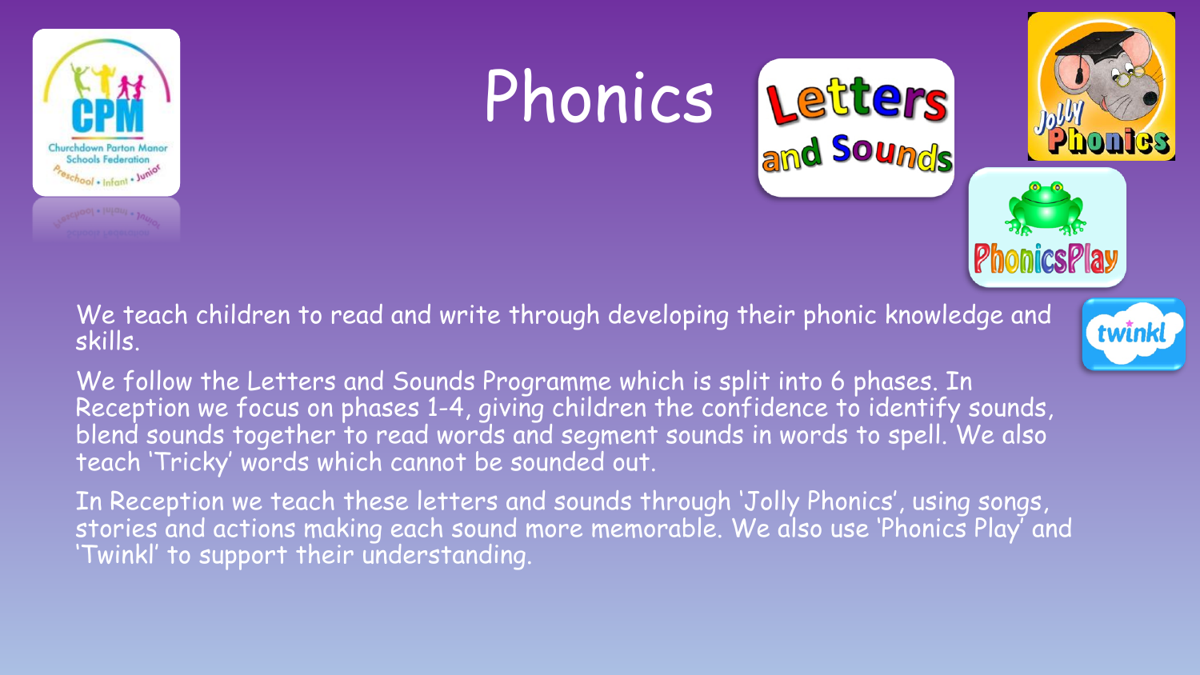# Phonics

We teach children to read and write through developing their phonic knowledge and skills.

We follow the Letters and Sounds Programme which is split into 6 phases. In Reception we focus on phases 1-4, giving children the confidence to identify sounds, blend sounds together to read words and segment sounds in words to spell. We also teach 'Tricky' words which cannot be sounded out.

In Reception we teach these letters and sounds through 'Jolly Phonics', using songs, stories and actions making each sound more memorable. We also use 'Phonics Play' and 'Twinkl' to support their understanding.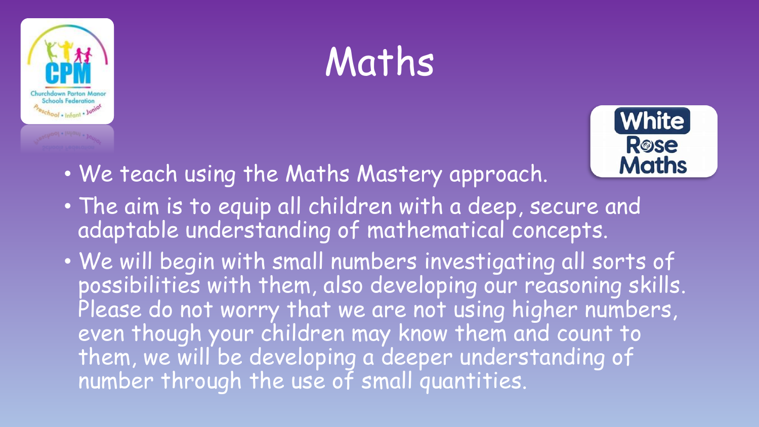# Maths

- We teach using the Maths Mastery approach.
- The aim is to equip all children with a deep, secure and adaptable understanding of mathematical concepts.
- We will begin with small numbers investigating all sorts of possibilities with them, also developing our reasoning skills. Please do not worry that we are not using higher numbers, even though your children may know them and count to them, we will be developing a deeper understanding of number through the use of small quantities.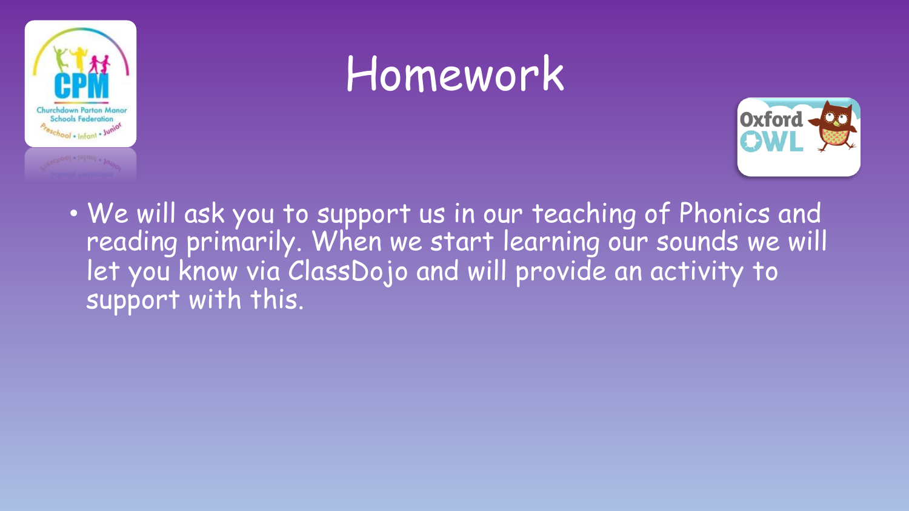# Homework

- We will ask you to support us in our teaching of Phonics and reading primarily. When we start learning our sounds we will let you know via ClassDojo and will provide an activity to support with this.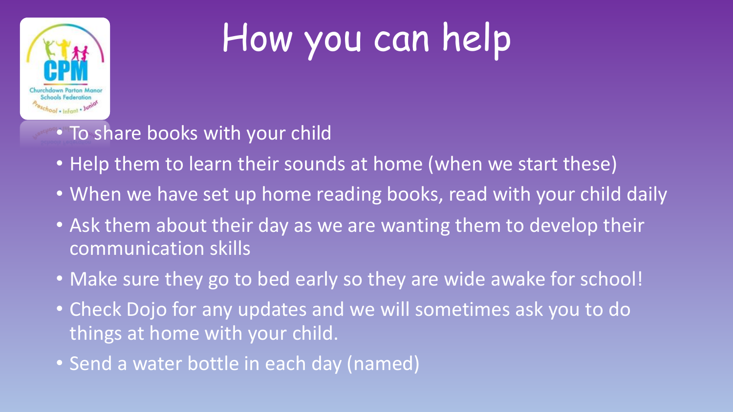# How you can help

- To share books with your child
- Help them to learn their sounds at home (when we start these)
- When we have set up home reading books, read with your child daily
- Ask them about their day as we are wanting them to develop their communication skills
- Make sure they go to bed early so they are wide awake for school!
- Check Dojo for any updates and we will sometimes ask you to do things at home with your child.
- Send a water bottle in each day (named)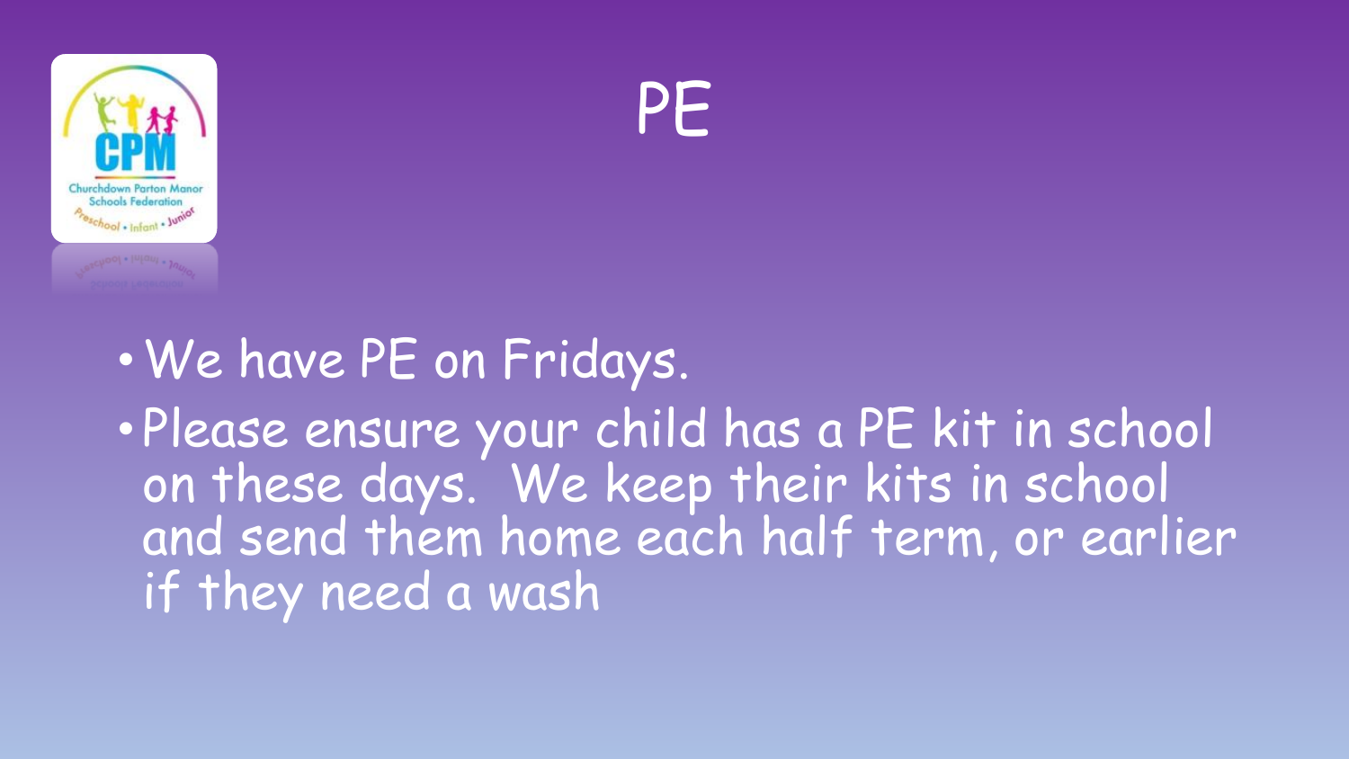# PE

- We have PE on Fridays.
- Please ensure your child has a PE kit in school on these days. We keep their kits in school and send them home each half term, or earlier if they need a wash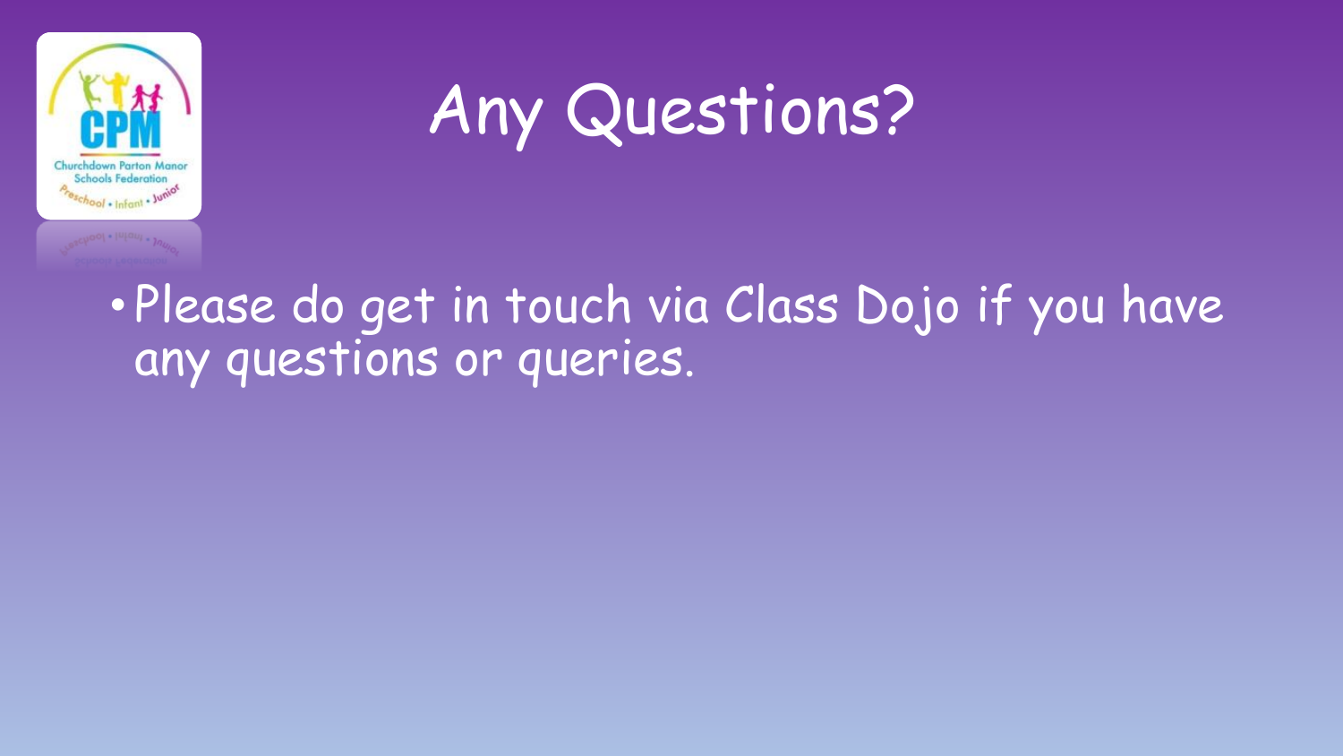# Any Questions?

- Please do get in touch via Class Dojo if you have any questions or queries.